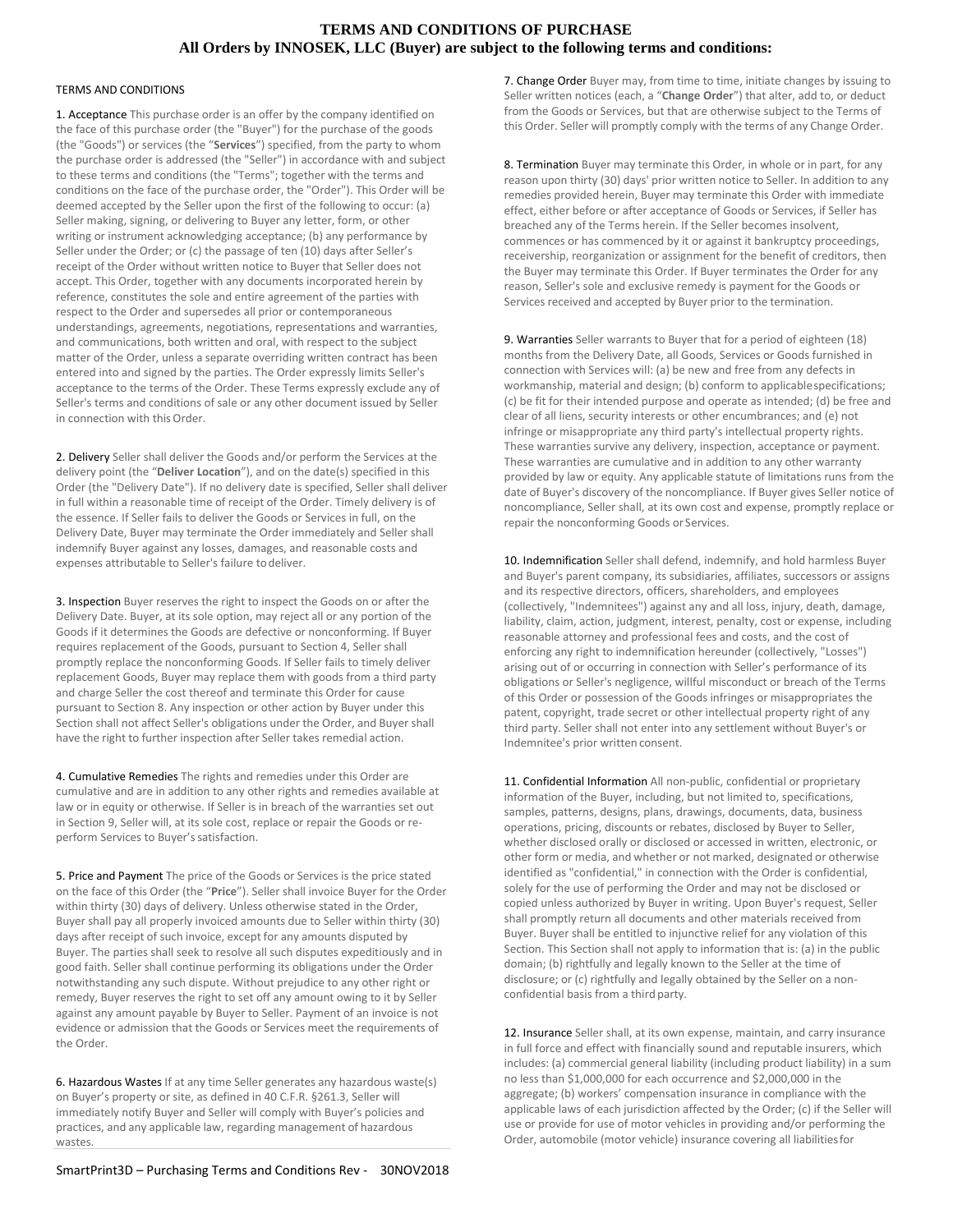# TERMS AND CONDITIONS OF PURCHASE
## All Orders by INNOSEK, LLC (Buyer) are subject to the following terms and conditions:

TERMS AND CONDITIONS

1. Acceptance This purchase order is an offer by the company identified on the face of this purchase order (the "Buyer") for the purchase of the goods (the "Goods") or services (the "**Services**") specified, from the party to whom the purchase order is addressed (the "Seller") in accordance with and subject to these terms and conditions (the "Terms"; together with the terms and conditions on the face of the purchase order, the "Order"). This Order will be deemed accepted by the Seller upon the first of the following to occur: (a) Seller making, signing, or delivering to Buyer any letter, form, or other writing or instrument acknowledging acceptance; (b) any performance by Seller under the Order; or (c) the passage of ten (10) days after Seller's receipt of the Order without written notice to Buyer that Seller does not accept. This Order, together with any documents incorporated herein by reference, constitutes the sole and entire agreement of the parties with respect to the Order and supersedes all prior or contemporaneous understandings, agreements, negotiations, representations and warranties, and communications, both written and oral, with respect to the subject matter of the Order, unless a separate overriding written contract has been entered into and signed by the parties. The Order expressly limits Seller's acceptance to the terms of the Order. These Terms expressly exclude any of Seller's terms and conditions of sale or any other document issued by Seller in connection with this Order.

2. Delivery Seller shall deliver the Goods and/or perform the Services at the delivery point (the "**Deliver Location**"), and on the date(s) specified in this Order (the "Delivery Date"). If no delivery date is specified, Seller shall deliver in full within a reasonable time of receipt of the Order. Timely delivery is of the essence. If Seller fails to deliver the Goods or Services in full, on the Delivery Date, Buyer may terminate the Order immediately and Seller shall indemnify Buyer against any losses, damages, and reasonable costs and expenses attributable to Seller's failure to deliver.

3. Inspection Buyer reserves the right to inspect the Goods on or after the Delivery Date. Buyer, at its sole option, may reject all or any portion of the Goods if it determines the Goods are defective or nonconforming. If Buyer requires replacement of the Goods, pursuant to Section 4, Seller shall promptly replace the nonconforming Goods. If Seller fails to timely deliver replacement Goods, Buyer may replace them with goods from a third party and charge Seller the cost thereof and terminate this Order for cause pursuant to Section 8. Any inspection or other action by Buyer under this Section shall not affect Seller's obligations under the Order, and Buyer shall have the right to further inspection after Seller takes remedial action.

4. Cumulative Remedies The rights and remedies under this Order are cumulative and are in addition to any other rights and remedies available at law or in equity or otherwise. If Seller is in breach of the warranties set out in Section 9, Seller will, at its sole cost, replace or repair the Goods or re-perform Services to Buyer's satisfaction.

5. Price and Payment The price of the Goods or Services is the price stated on the face of this Order (the "**Price**"). Seller shall invoice Buyer for the Order within thirty (30) days of delivery. Unless otherwise stated in the Order, Buyer shall pay all properly invoiced amounts due to Seller within thirty (30) days after receipt of such invoice, except for any amounts disputed by Buyer. The parties shall seek to resolve all such disputes expeditiously and in good faith. Seller shall continue performing its obligations under the Order notwithstanding any such dispute. Without prejudice to any other right or remedy, Buyer reserves the right to set off any amount owing to it by Seller against any amount payable by Buyer to Seller. Payment of an invoice is not evidence or admission that the Goods or Services meet the requirements of the Order.

6. Hazardous Wastes If at any time Seller generates any hazardous waste(s) on Buyer's property or site, as defined in 40 C.F.R. §261.3, Seller will immediately notify Buyer and Seller will comply with Buyer's policies and practices, and any applicable law, regarding management of hazardous wastes.

7. Change Order Buyer may, from time to time, initiate changes by issuing to Seller written notices (each, a "**Change Order**") that alter, add to, or deduct from the Goods or Services, but that are otherwise subject to the Terms of this Order. Seller will promptly comply with the terms of any Change Order.

8. Termination Buyer may terminate this Order, in whole or in part, for any reason upon thirty (30) days' prior written notice to Seller. In addition to any remedies provided herein, Buyer may terminate this Order with immediate effect, either before or after acceptance of Goods or Services, if Seller has breached any of the Terms herein. If the Seller becomes insolvent, commences or has commenced by it or against it bankruptcy proceedings, receivership, reorganization or assignment for the benefit of creditors, then the Buyer may terminate this Order. If Buyer terminates the Order for any reason, Seller's sole and exclusive remedy is payment for the Goods or Services received and accepted by Buyer prior to the termination.

9. Warranties Seller warrants to Buyer that for a period of eighteen (18) months from the Delivery Date, all Goods, Services or Goods furnished in connection with Services will: (a) be new and free from any defects in workmanship, material and design; (b) conform to applicable specifications; (c) be fit for their intended purpose and operate as intended; (d) be free and clear of all liens, security interests or other encumbrances; and (e) not infringe or misappropriate any third party's intellectual property rights. These warranties survive any delivery, inspection, acceptance or payment. These warranties are cumulative and in addition to any other warranty provided by law or equity. Any applicable statute of limitations runs from the date of Buyer's discovery of the noncompliance. If Buyer gives Seller notice of noncompliance, Seller shall, at its own cost and expense, promptly replace or repair the nonconforming Goods or Services.

10. Indemnification Seller shall defend, indemnify, and hold harmless Buyer and Buyer's parent company, its subsidiaries, affiliates, successors or assigns and its respective directors, officers, shareholders, and employees (collectively, "Indemnitees") against any and all loss, injury, death, damage, liability, claim, action, judgment, interest, penalty, cost or expense, including reasonable attorney and professional fees and costs, and the cost of enforcing any right to indemnification hereunder (collectively, "Losses") arising out of or occurring in connection with Seller's performance of its obligations or Seller's negligence, willful misconduct or breach of the Terms of this Order or possession of the Goods infringes or misappropriates the patent, copyright, trade secret or other intellectual property right of any third party. Seller shall not enter into any settlement without Buyer's or Indemnitee's prior written consent.

11. Confidential Information All non-public, confidential or proprietary information of the Buyer, including, but not limited to, specifications, samples, patterns, designs, plans, drawings, documents, data, business operations, pricing, discounts or rebates, disclosed by Buyer to Seller, whether disclosed orally or disclosed or accessed in written, electronic, or other form or media, and whether or not marked, designated or otherwise identified as "confidential," in connection with the Order is confidential, solely for the use of performing the Order and may not be disclosed or copied unless authorized by Buyer in writing. Upon Buyer's request, Seller shall promptly return all documents and other materials received from Buyer. Buyer shall be entitled to injunctive relief for any violation of this Section. This Section shall not apply to information that is: (a) in the public domain; (b) rightfully and legally known to the Seller at the time of disclosure; or (c) rightfully and legally obtained by the Seller on a non-confidential basis from a third party.

12. Insurance Seller shall, at its own expense, maintain, and carry insurance in full force and effect with financially sound and reputable insurers, which includes: (a) commercial general liability (including product liability) in a sum no less than $1,000,000 for each occurrence and $2,000,000 in the aggregate; (b) workers' compensation insurance in compliance with the applicable laws of each jurisdiction affected by the Order; (c) if the Seller will use or provide for use of motor vehicles in providing and/or performing the Order, automobile (motor vehicle) insurance covering all liabilities for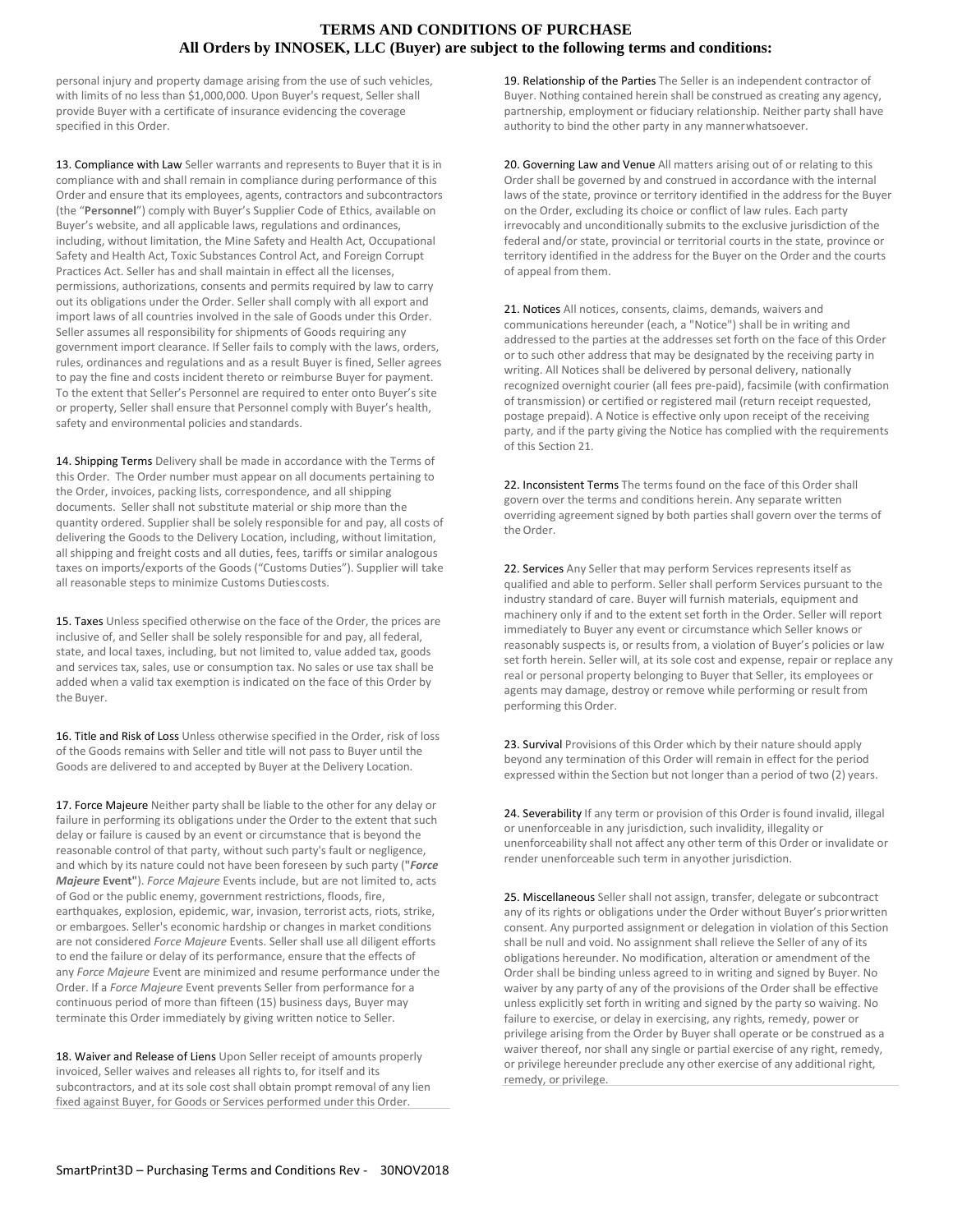# TERMS AND CONDITIONS OF PURCHASE

## All Orders by INNOSEK, LLC (Buyer) are subject to the following terms and conditions:

personal injury and property damage arising from the use of such vehicles, with limits of no less than $1,000,000. Upon Buyer's request, Seller shall provide Buyer with a certificate of insurance evidencing the coverage specified in this Order.

**13. Compliance with Law** Seller warrants and represents to Buyer that it is in compliance with and shall remain in compliance during performance of this Order and ensure that its employees, agents, contractors and subcontractors (the "**Personnel**") comply with Buyer's Supplier Code of Ethics, available on Buyer's website, and all applicable laws, regulations and ordinances, including, without limitation, the Mine Safety and Health Act, Occupational Safety and Health Act, Toxic Substances Control Act, and Foreign Corrupt Practices Act. Seller has and shall maintain in effect all the licenses, permissions, authorizations, consents and permits required by law to carry out its obligations under the Order. Seller shall comply with all export and import laws of all countries involved in the sale of Goods under this Order. Seller assumes all responsibility for shipments of Goods requiring any government import clearance. If Seller fails to comply with the laws, orders, rules, ordinances and regulations and as a result Buyer is fined, Seller agrees to pay the fine and costs incident thereto or reimburse Buyer for payment. To the extent that Seller's Personnel are required to enter onto Buyer's site or property, Seller shall ensure that Personnel comply with Buyer's health, safety and environmental policies and standards.

**14. Shipping Terms** Delivery shall be made in accordance with the Terms of this Order. The Order number must appear on all documents pertaining to the Order, invoices, packing lists, correspondence, and all shipping documents. Seller shall not substitute material or ship more than the quantity ordered. Supplier shall be solely responsible for and pay, all costs of delivering the Goods to the Delivery Location, including, without limitation, all shipping and freight costs and all duties, fees, tariffs or similar analogous taxes on imports/exports of the Goods ("Customs Duties"). Supplier will take all reasonable steps to minimize Customs Duties costs.

**15. Taxes** Unless specified otherwise on the face of the Order, the prices are inclusive of, and Seller shall be solely responsible for and pay, all federal, state, and local taxes, including, but not limited to, value added tax, goods and services tax, sales, use or consumption tax. No sales or use tax shall be added when a valid tax exemption is indicated on the face of this Order by the Buyer.

**16. Title and Risk of Loss** Unless otherwise specified in the Order, risk of loss of the Goods remains with Seller and title will not pass to Buyer until the Goods are delivered to and accepted by Buyer at the Delivery Location.

**17. Force Majeure** Neither party shall be liable to the other for any delay or failure in performing its obligations under the Order to the extent that such delay or failure is caused by an event or circumstance that is beyond the reasonable control of that party, without such party's fault or negligence, and which by its nature could not have been foreseen by such party (**"*Force Majeure* Event"**). *Force Majeure* Events include, but are not limited to, acts of God or the public enemy, government restrictions, floods, fire, earthquakes, explosion, epidemic, war, invasion, terrorist acts, riots, strike, or embargoes. Seller's economic hardship or changes in market conditions are not considered *Force Majeure* Events. Seller shall use all diligent efforts to end the failure or delay of its performance, ensure that the effects of any *Force Majeure* Event are minimized and resume performance under the Order. If a *Force Majeure* Event prevents Seller from performance for a continuous period of more than fifteen (15) business days, Buyer may terminate this Order immediately by giving written notice to Seller.

**18. Waiver and Release of Liens** Upon Seller receipt of amounts properly invoiced, Seller waives and releases all rights to, for itself and its subcontractors, and at its sole cost shall obtain prompt removal of any lien fixed against Buyer, for Goods or Services performed under this Order.

**19. Relationship of the Parties** The Seller is an independent contractor of Buyer. Nothing contained herein shall be construed as creating any agency, partnership, employment or fiduciary relationship. Neither party shall have authority to bind the other party in any manner whatsoever.

**20. Governing Law and Venue** All matters arising out of or relating to this Order shall be governed by and construed in accordance with the internal laws of the state, province or territory identified in the address for the Buyer on the Order, excluding its choice or conflict of law rules. Each party irrevocably and unconditionally submits to the exclusive jurisdiction of the federal and/or state, provincial or territorial courts in the state, province or territory identified in the address for the Buyer on the Order and the courts of appeal from them.

**21. Notices** All notices, consents, claims, demands, waivers and communications hereunder (each, a "Notice") shall be in writing and addressed to the parties at the addresses set forth on the face of this Order or to such other address that may be designated by the receiving party in writing. All Notices shall be delivered by personal delivery, nationally recognized overnight courier (all fees pre-paid), facsimile (with confirmation of transmission) or certified or registered mail (return receipt requested, postage prepaid). A Notice is effective only upon receipt of the receiving party, and if the party giving the Notice has complied with the requirements of this Section 21.

**22. Inconsistent Terms** The terms found on the face of this Order shall govern over the terms and conditions herein. Any separate written overriding agreement signed by both parties shall govern over the terms of the Order.

**22. Services** Any Seller that may perform Services represents itself as qualified and able to perform. Seller shall perform Services pursuant to the industry standard of care. Buyer will furnish materials, equipment and machinery only if and to the extent set forth in the Order. Seller will report immediately to Buyer any event or circumstance which Seller knows or reasonably suspects is, or results from, a violation of Buyer's policies or law set forth herein. Seller will, at its sole cost and expense, repair or replace any real or personal property belonging to Buyer that Seller, its employees or agents may damage, destroy or remove while performing or result from performing this Order.

**23. Survival** Provisions of this Order which by their nature should apply beyond any termination of this Order will remain in effect for the period expressed within the Section but not longer than a period of two (2) years.

**24. Severability** If any term or provision of this Order is found invalid, illegal or unenforceable in any jurisdiction, such invalidity, illegality or unenforceability shall not affect any other term of this Order or invalidate or render unenforceable such term in any other jurisdiction.

**25. Miscellaneous** Seller shall not assign, transfer, delegate or subcontract any of its rights or obligations under the Order without Buyer's prior written consent. Any purported assignment or delegation in violation of this Section shall be null and void. No assignment shall relieve the Seller of any of its obligations hereunder. No modification, alteration or amendment of the Order shall be binding unless agreed to in writing and signed by Buyer. No waiver by any party of any of the provisions of the Order shall be effective unless explicitly set forth in writing and signed by the party so waiving. No failure to exercise, or delay in exercising, any rights, remedy, power or privilege arising from the Order by Buyer shall operate or be construed as a waiver thereof, nor shall any single or partial exercise of any right, remedy, or privilege hereunder preclude any other exercise of any additional right, remedy, or privilege.

SmartPrint3D – Purchasing Terms and Conditions Rev - 30NOV2018